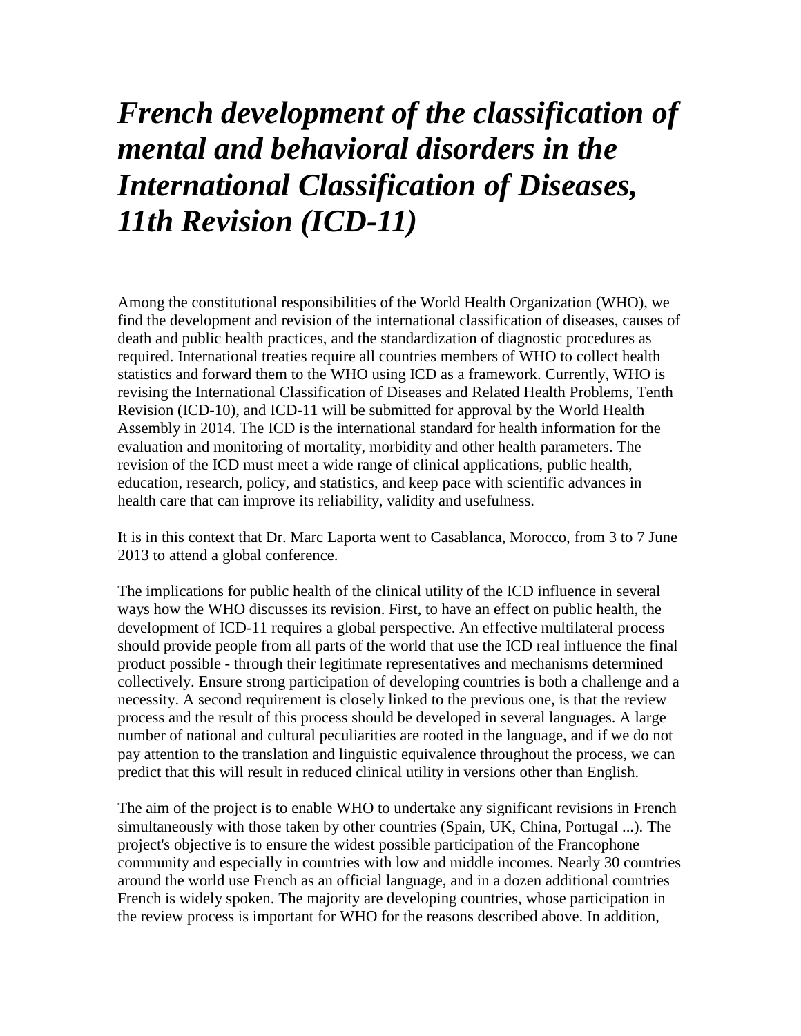# *French development of the classification of mental and behavioral disorders in the International Classification of Diseases, 11th Revision (ICD-11)*

Among the constitutional responsibilities of the World Health Organization (WHO), we find the development and revision of the international classification of diseases, causes of death and public health practices, and the standardization of diagnostic procedures as required. International treaties require all countries members of WHO to collect health statistics and forward them to the WHO using ICD as a framework. Currently, WHO is revising the International Classification of Diseases and Related Health Problems, Tenth Revision (ICD-10), and ICD-11 will be submitted for approval by the World Health Assembly in 2014. The ICD is the international standard for health information for the evaluation and monitoring of mortality, morbidity and other health parameters. The revision of the ICD must meet a wide range of clinical applications, public health, education, research, policy, and statistics, and keep pace with scientific advances in health care that can improve its reliability, validity and usefulness.

It is in this context that Dr. Marc Laporta went to Casablanca, Morocco, from 3 to 7 June 2013 to attend a global conference.

The implications for public health of the clinical utility of the ICD influence in several ways how the WHO discusses its revision. First, to have an effect on public health, the development of ICD-11 requires a global perspective. An effective multilateral process should provide people from all parts of the world that use the ICD real influence the final product possible - through their legitimate representatives and mechanisms determined collectively. Ensure strong participation of developing countries is both a challenge and a necessity. A second requirement is closely linked to the previous one, is that the review process and the result of this process should be developed in several languages. A large number of national and cultural peculiarities are rooted in the language, and if we do not pay attention to the translation and linguistic equivalence throughout the process, we can predict that this will result in reduced clinical utility in versions other than English.

The aim of the project is to enable WHO to undertake any significant revisions in French simultaneously with those taken by other countries (Spain, UK, China, Portugal ...). The project's objective is to ensure the widest possible participation of the Francophone community and especially in countries with low and middle incomes. Nearly 30 countries around the world use French as an official language, and in a dozen additional countries French is widely spoken. The majority are developing countries, whose participation in the review process is important for WHO for the reasons described above. In addition,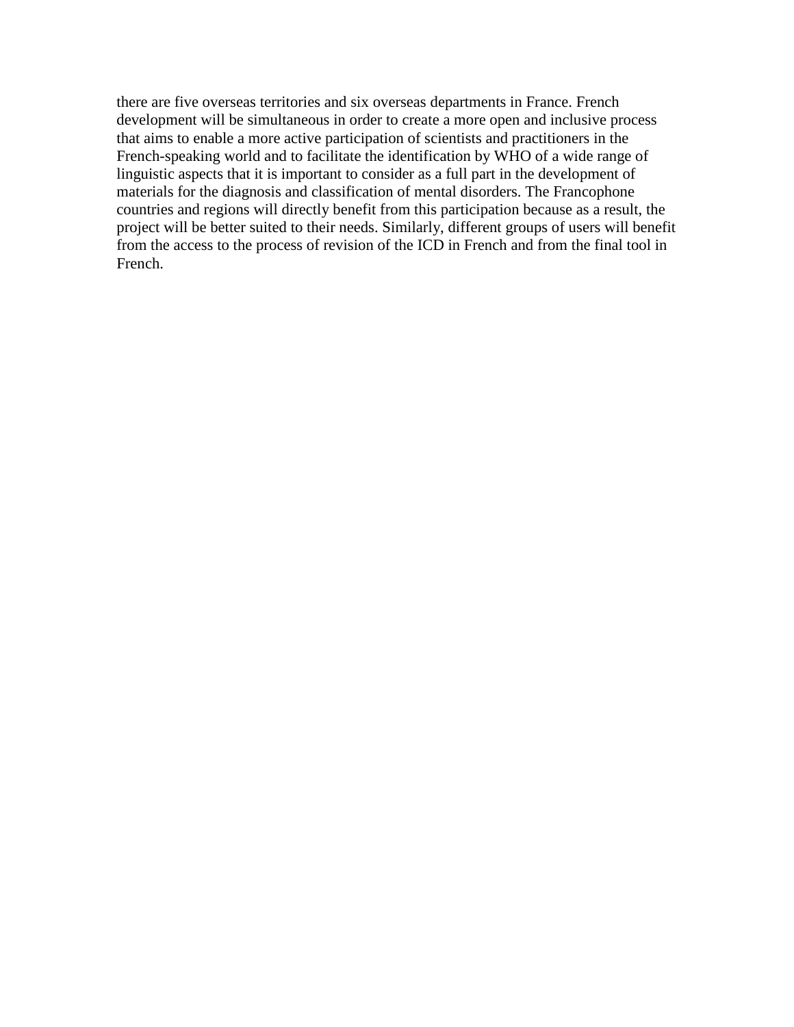there are five overseas territories and six overseas departments in France. French development will be simultaneous in order to create a more open and inclusive process that aims to enable a more active participation of scientists and practitioners in the French-speaking world and to facilitate the identification by WHO of a wide range of linguistic aspects that it is important to consider as a full part in the development of materials for the diagnosis and classification of mental disorders. The Francophone countries and regions will directly benefit from this participation because as a result, the project will be better suited to their needs. Similarly, different groups of users will benefit from the access to the process of revision of the ICD in French and from the final tool in French.